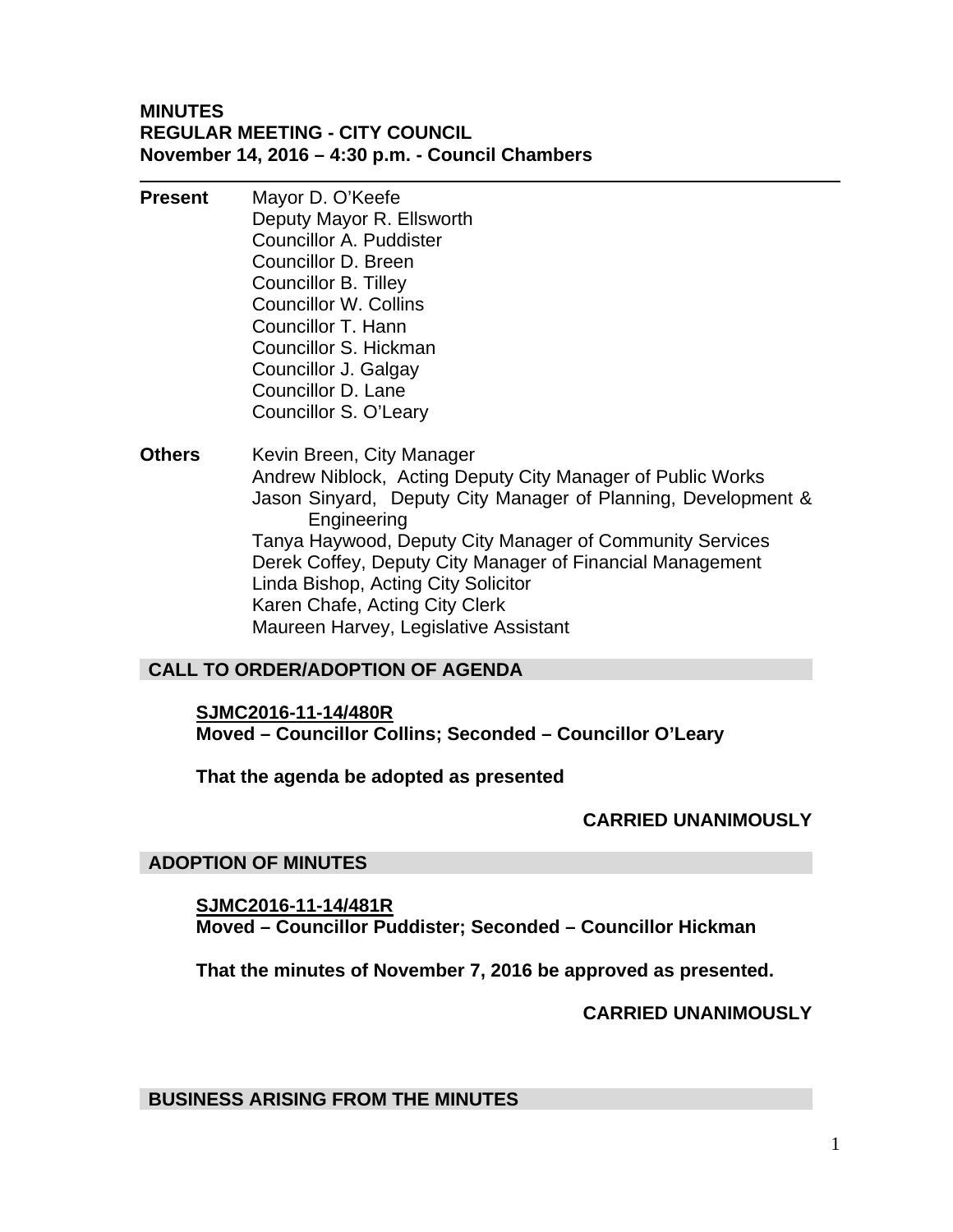**MINUTES**
**REGULAR MEETING - CITY COUNCIL**
**November 14, 2016 – 4:30 p.m. - Council Chambers**

---

**Present**
Mayor D. O'Keefe
Deputy Mayor R. Ellsworth
Councillor A. Puddister
Councillor D. Breen
Councillor B. Tilley
Councillor W. Collins
Councillor T. Hann
Councillor S. Hickman
Councillor J. Galgay
Councillor D. Lane
Councillor S. O'Leary

**Others**
Kevin Breen, City Manager
Andrew Niblock, Acting Deputy City Manager of Public Works
Jason Sinyard, Deputy City Manager of Planning, Development & Engineering
Tanya Haywood, Deputy City Manager of Community Services
Derek Coffey, Deputy City Manager of Financial Management
Linda Bishop, Acting City Solicitor
Karen Chafe, Acting City Clerk
Maureen Harvey, Legislative Assistant

## CALL TO ORDER/ADOPTION OF AGENDA

**SJMC2016-11-14/480R**
**Moved – Councillor Collins; Seconded – Councillor O'Leary**

**That the agenda be adopted as presented**

**CARRIED UNANIMOUSLY**

## ADOPTION OF MINUTES

**SJMC2016-11-14/481R**
**Moved – Councillor Puddister; Seconded – Councillor Hickman**

**That the minutes of November 7, 2016 be approved as presented.**

**CARRIED UNANIMOUSLY**

## BUSINESS ARISING FROM THE MINUTES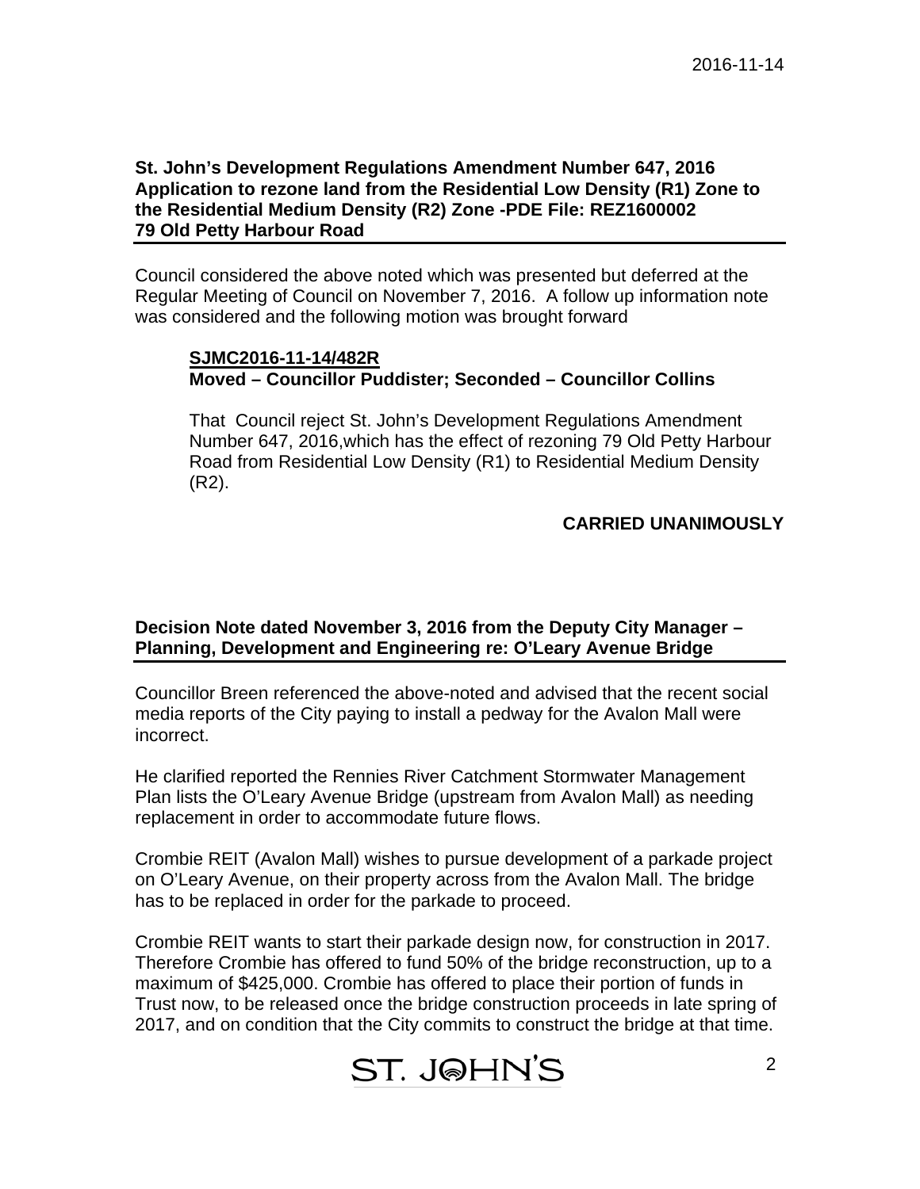**St. John's Development Regulations Amendment Number 647, 2016**
**Application to rezone land from the Residential Low Density (R1) Zone to the Residential Medium Density (R2) Zone -PDE File: REZ1600002**
**79 Old Petty Harbour Road**

Council considered the above noted which was presented but deferred at the Regular Meeting of Council on November 7, 2016. A follow up information note was considered and the following motion was brought forward

> **SJMC2016-11-14/482R**
> **Moved – Councillor Puddister; Seconded – Councillor Collins**
>
> That Council reject St. John's Development Regulations Amendment Number 647, 2016,which has the effect of rezoning 79 Old Petty Harbour Road from Residential Low Density (R1) to Residential Medium Density (R2).
>
> **CARRIED UNANIMOUSLY**

**Decision Note dated November 3, 2016 from the Deputy City Manager – Planning, Development and Engineering re: O'Leary Avenue Bridge**

Councillor Breen referenced the above-noted and advised that the recent social media reports of the City paying to install a pedway for the Avalon Mall were incorrect.

He clarified reported the Rennies River Catchment Stormwater Management Plan lists the O'Leary Avenue Bridge (upstream from Avalon Mall) as needing replacement in order to accommodate future flows.

Crombie REIT (Avalon Mall) wishes to pursue development of a parkade project on O'Leary Avenue, on their property across from the Avalon Mall. The bridge has to be replaced in order for the parkade to proceed.

Crombie REIT wants to start their parkade design now, for construction in 2017. Therefore Crombie has offered to fund 50% of the bridge reconstruction, up to a maximum of $425,000. Crombie has offered to place their portion of funds in Trust now, to be released once the bridge construction proceeds in late spring of 2017, and on condition that the City commits to construct the bridge at that time.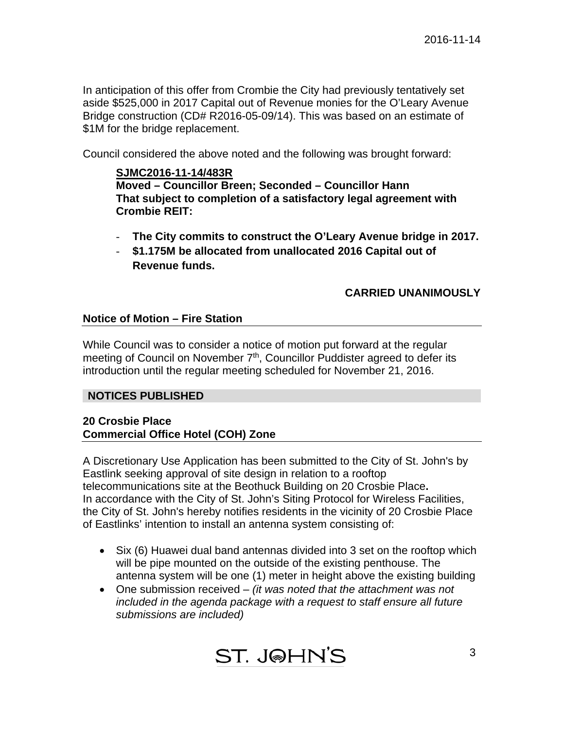In anticipation of this offer from Crombie the City had previously tentatively set aside $525,000 in 2017 Capital out of Revenue monies for the O'Leary Avenue Bridge construction (CD# R2016-05-09/14). This was based on an estimate of $1M for the bridge replacement.

Council considered the above noted and the following was brought forward:

> **SJMC2016-11-14/483R**
> **Moved – Councillor Breen; Seconded – Councillor Hann**
> **That subject to completion of a satisfactory legal agreement with Crombie REIT:**
>
> - **The City commits to construct the O'Leary Avenue bridge in 2017.**
> - **$1.175M be allocated from unallocated 2016 Capital out of Revenue funds.**
>
> **CARRIED UNANIMOUSLY**

### Notice of Motion – Fire Station

While Council was to consider a notice of motion put forward at the regular meeting of Council on November 7th, Councillor Puddister agreed to defer its introduction until the regular meeting scheduled for November 21, 2016.

## NOTICES PUBLISHED

### 20 Crosbie Place
### Commercial Office Hotel (COH) Zone

A Discretionary Use Application has been submitted to the City of St. John's by Eastlink seeking approval of site design in relation to a rooftop telecommunications site at the Beothuck Building on 20 Crosbie Place**.**
In accordance with the City of St. John's Siting Protocol for Wireless Facilities, the City of St. John's hereby notifies residents in the vicinity of 20 Crosbie Place of Eastlinks' intention to install an antenna system consisting of:

- Six (6) Huawei dual band antennas divided into 3 set on the rooftop which will be pipe mounted on the outside of the existing penthouse. The antenna system will be one (1) meter in height above the existing building
- One submission received – *(it was noted that the attachment was not included in the agenda package with a request to staff ensure all future submissions are included)*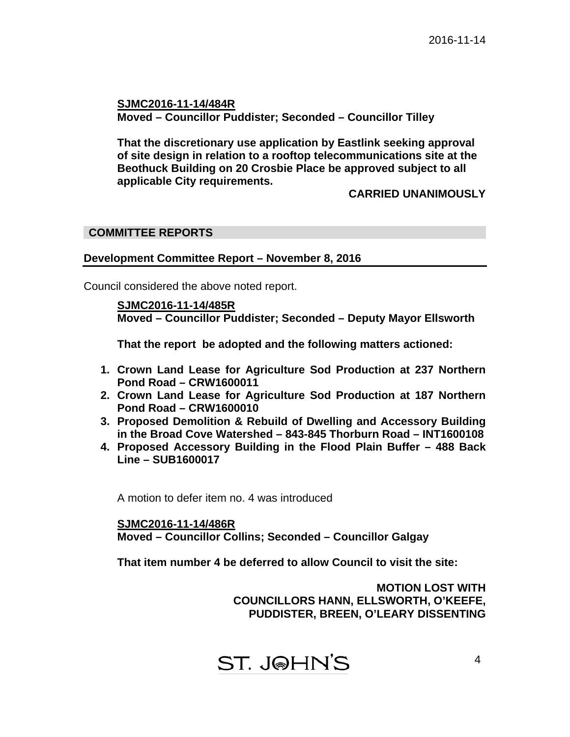**SJMC2016-11-14/484R**
**Moved – Councillor Puddister; Seconded – Councillor Tilley**

**That the discretionary use application by Eastlink seeking approval of site design in relation to a rooftop telecommunications site at the Beothuck Building on 20 Crosbie Place be approved subject to all applicable City requirements.**

**CARRIED UNANIMOUSLY**

## COMMITTEE REPORTS

### Development Committee Report – November 8, 2016

Council considered the above noted report.

**SJMC2016-11-14/485R**
**Moved – Councillor Puddister; Seconded – Deputy Mayor Ellsworth**

**That the report be adopted and the following matters actioned:**

1. **Crown Land Lease for Agriculture Sod Production at 237 Northern Pond Road – CRW1600011**
2. **Crown Land Lease for Agriculture Sod Production at 187 Northern Pond Road – CRW1600010**
3. **Proposed Demolition & Rebuild of Dwelling and Accessory Building in the Broad Cove Watershed – 843-845 Thorburn Road – INT1600108**
4. **Proposed Accessory Building in the Flood Plain Buffer – 488 Back Line – SUB1600017**

A motion to defer item no. 4 was introduced

**SJMC2016-11-14/486R**
**Moved – Councillor Collins; Seconded – Councillor Galgay**

**That item number 4 be deferred to allow Council to visit the site:**

**MOTION LOST WITH COUNCILLORS HANN, ELLSWORTH, O'KEEFE, PUDDISTER, BREEN, O'LEARY DISSENTING**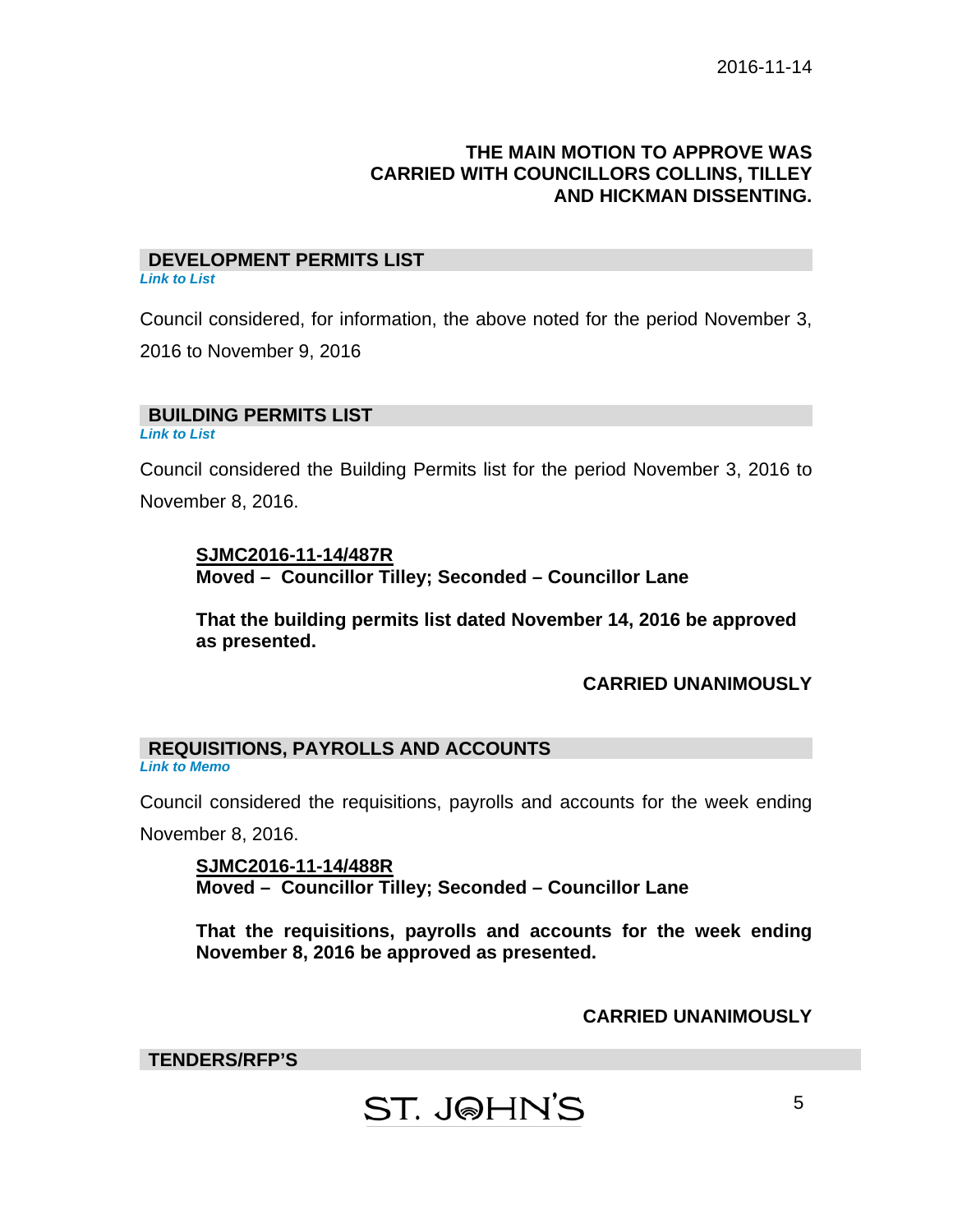**THE MAIN MOTION TO APPROVE WAS CARRIED WITH COUNCILLORS COLLINS, TILLEY AND HICKMAN DISSENTING.**

## DEVELOPMENT PERMITS LIST

*Link to List*

Council considered, for information, the above noted for the period November 3, 2016 to November 9, 2016

## BUILDING PERMITS LIST

*Link to List*

Council considered the Building Permits list for the period November 3, 2016 to November 8, 2016.

**SJMC2016-11-14/487R**
**Moved – Councillor Tilley; Seconded – Councillor Lane**

**That the building permits list dated November 14, 2016 be approved as presented.**

**CARRIED UNANIMOUSLY**

## REQUISITIONS, PAYROLLS AND ACCOUNTS

*Link to Memo*

Council considered the requisitions, payrolls and accounts for the week ending November 8, 2016.

**SJMC2016-11-14/488R**
**Moved – Councillor Tilley; Seconded – Councillor Lane**

**That the requisitions, payrolls and accounts for the week ending November 8, 2016 be approved as presented.**

**CARRIED UNANIMOUSLY**

## TENDERS/RFP'S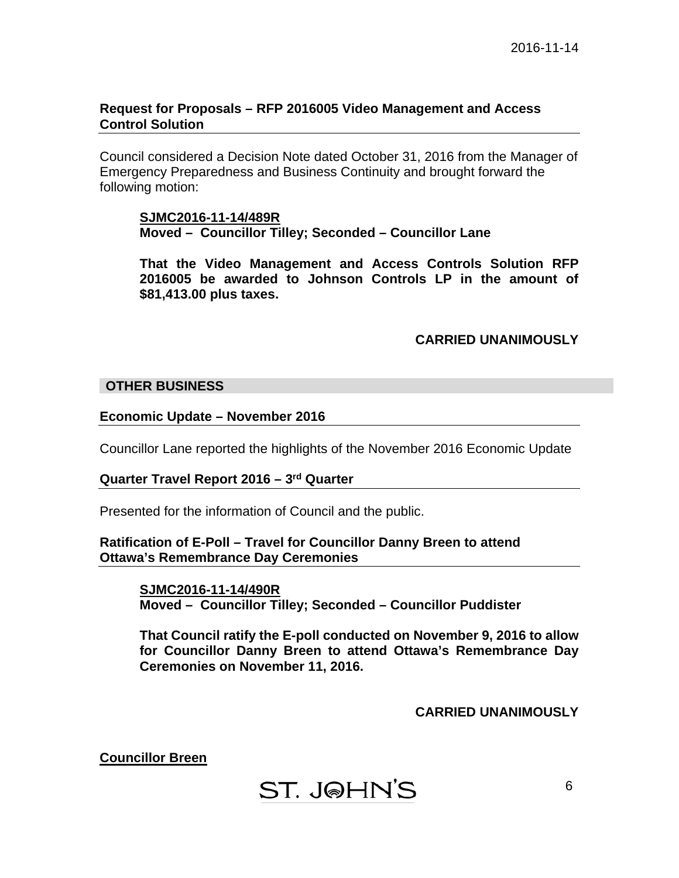**Request for Proposals – RFP 2016005 Video Management and Access Control Solution**

Council considered a Decision Note dated October 31, 2016 from the Manager of Emergency Preparedness and Business Continuity and brought forward the following motion:

> **SJMC2016-11-14/489R**
> **Moved – Councillor Tilley; Seconded – Councillor Lane**
>
> **That the Video Management and Access Controls Solution RFP 2016005 be awarded to Johnson Controls LP in the amount of $81,413.00 plus taxes.**

**CARRIED UNANIMOUSLY**

## OTHER BUSINESS

**Economic Update – November 2016**

Councillor Lane reported the highlights of the November 2016 Economic Update

**Quarter Travel Report 2016 – 3rd Quarter**

Presented for the information of Council and the public.

**Ratification of E-Poll – Travel for Councillor Danny Breen to attend Ottawa's Remembrance Day Ceremonies**

> **SJMC2016-11-14/490R**
> **Moved – Councillor Tilley; Seconded – Councillor Puddister**
>
> **That Council ratify the E-poll conducted on November 9, 2016 to allow for Councillor Danny Breen to attend Ottawa's Remembrance Day Ceremonies on November 11, 2016.**

**CARRIED UNANIMOUSLY**

**Councillor Breen**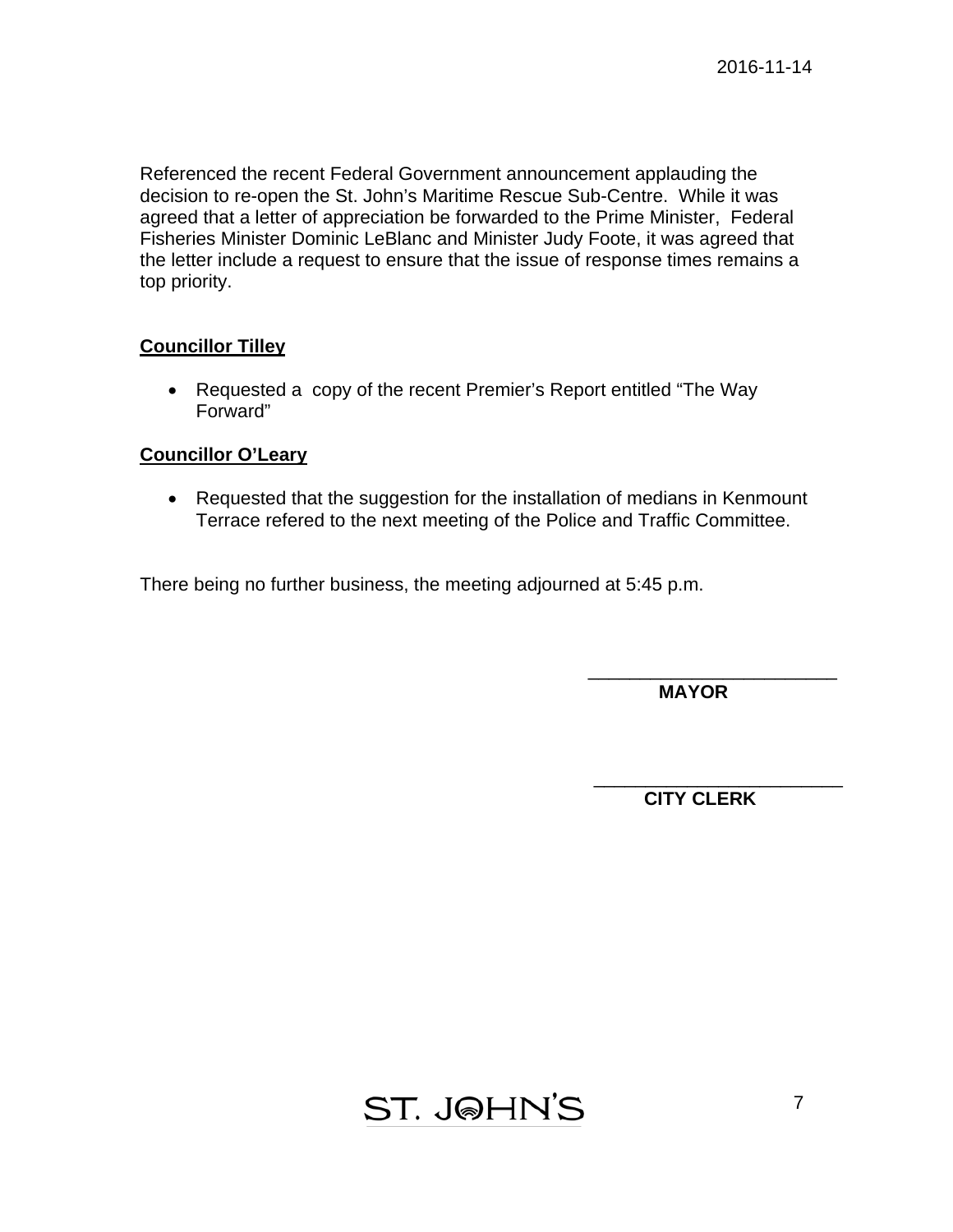Referenced the recent Federal Government announcement applauding the decision to re-open the St. John's Maritime Rescue Sub-Centre.  While it was agreed that a letter of appreciation be forwarded to the Prime Minister,  Federal Fisheries Minister Dominic LeBlanc and Minister Judy Foote, it was agreed that the letter include a request to ensure that the issue of response times remains a top priority.

**Councillor Tilley**

- Requested a  copy of the recent Premier's Report entitled "The Way Forward"

**Councillor O'Leary**

- Requested that the suggestion for the installation of medians in Kenmount Terrace refered to the next meeting of the Police and Traffic Committee.

There being no further business, the meeting adjourned at 5:45 p.m.

\_\_\_\_\_\_\_\_\_\_\_\_\_\_\_\_\_\_\_\_\_\_\_\_\_
**MAYOR**

\_\_\_\_\_\_\_\_\_\_\_\_\_\_\_\_\_\_\_\_\_\_\_\_\_
**CITY CLERK**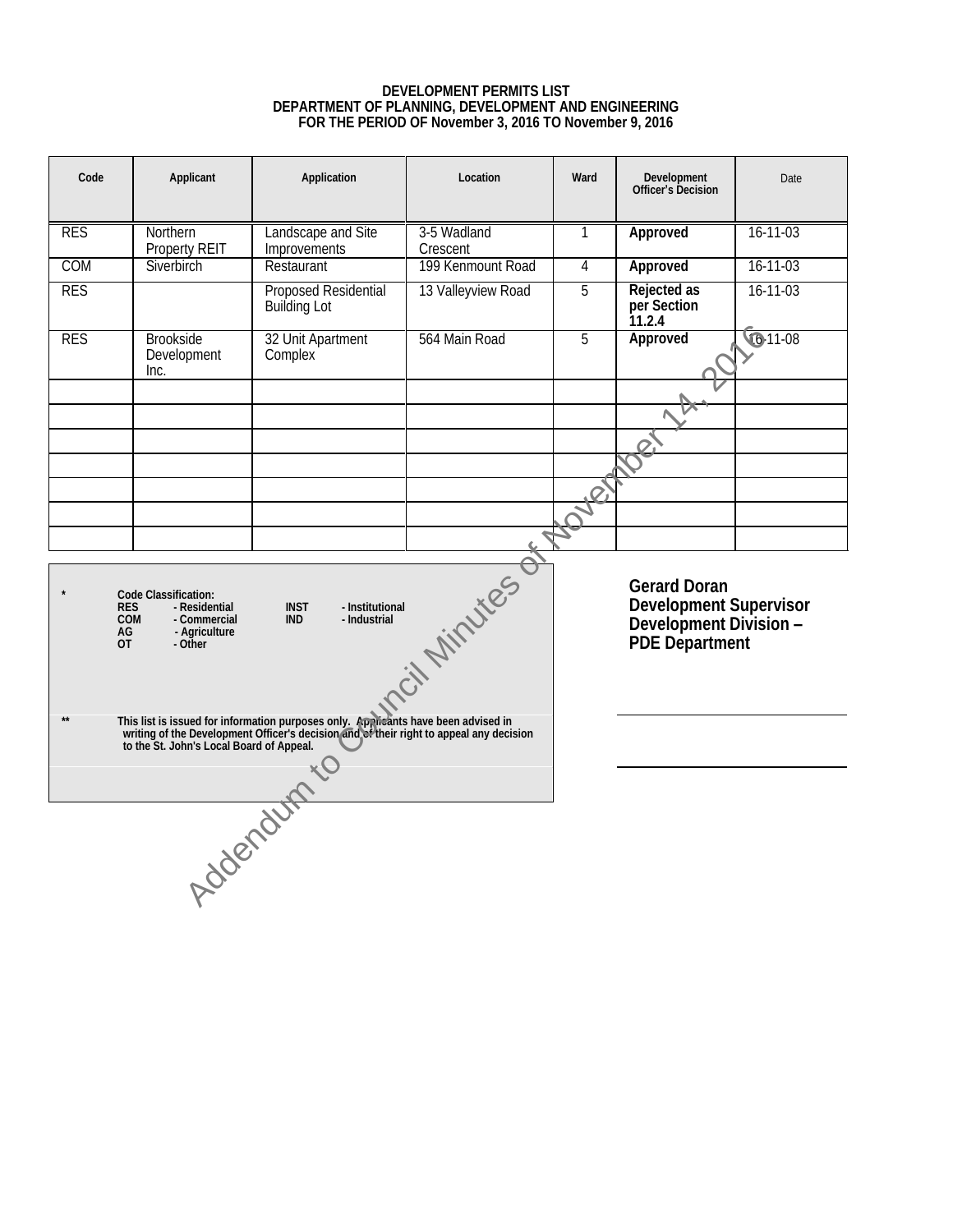**DEVELOPMENT PERMITS LIST**
**DEPARTMENT OF PLANNING, DEVELOPMENT AND ENGINEERING**
**FOR THE PERIOD OF November 3, 2016 TO November 9, 2016**

| Code | Applicant | Application | Location | Ward | Development Officer's Decision | Date |
|---|---|---|---|---|---|---|
| RES | Northern Property REIT | Landscape and Site Improvements | 3-5 Wadland Crescent | 1 | **Approved** | 16-11-03 |
| COM | Siverbirch | Restaurant | 199 Kenmount Road | 4 | **Approved** | 16-11-03 |
| RES | | Proposed Residential Building Lot | 13 Valleyview Road | 5 | **Rejected as per Section 11.2.4** | 16-11-03 |
| RES | Brookside Development Inc. | 32 Unit Apartment Complex | 564 Main Road | 5 | **Approved** | 16-11-08 |
| | | | | | | |
| | | | | | | |
| | | | | | | |
| | | | | | | |
| | | | | | | |
| | | | | | | |
| | | | | | | |

\* **Code Classification:**
**RES** - Residential **INST** - Institutional
**COM** - Commercial **IND** - Industrial
**AG** - Agriculture
**OT** - Other

\*\* **This list is issued for information purposes only. Applicants have been advised in writing of the Development Officer's decision and of their right to appeal any decision to the St. John's Local Board of Appeal.**

**Gerard Doran**
**Development Supervisor**
**Development Division – PDE Department**

Addendum to Council Minutes of November 14, 2016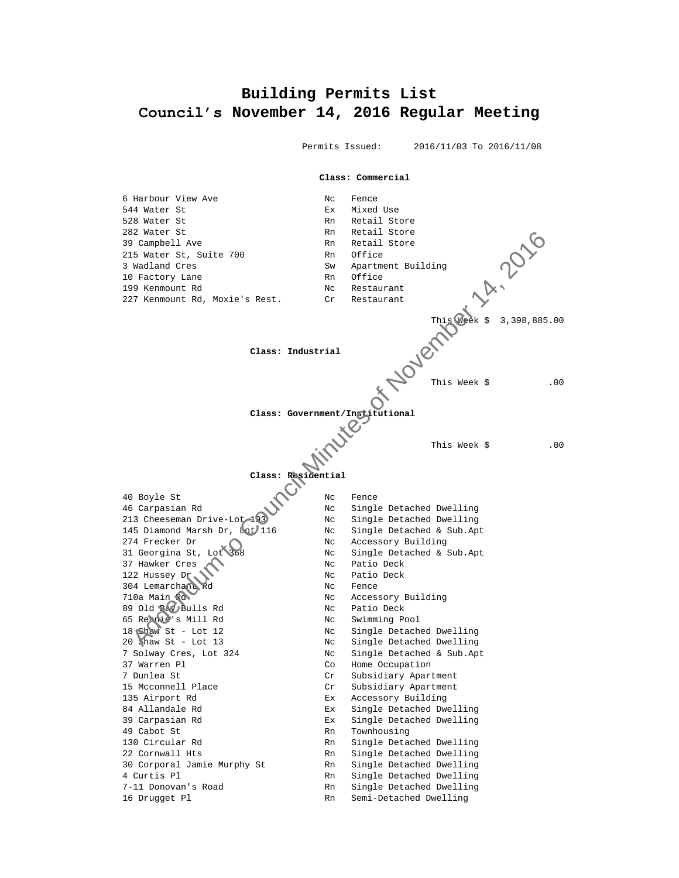# Building Permits List
## Council's November 14, 2016 Regular Meeting

Permits Issued: 2016/11/03 To 2016/11/08

**Class: Commercial**

| Address | Code | Type |
|---|---|---|
| 6 Harbour View Ave | Nc | Fence |
| 544 Water St | Ex | Mixed Use |
| 528 Water St | Rn | Retail Store |
| 282 Water St | Rn | Retail Store |
| 39 Campbell Ave | Rn | Retail Store |
| 215 Water St, Suite 700 | Rn | Office |
| 3 Wadland Cres | Sw | Apartment Building |
| 10 Factory Lane | Rn | Office |
| 199 Kenmount Rd | Nc | Restaurant |
| 227 Kenmount Rd, Moxie's Rest. | Cr | Restaurant |

This Week $ 3,398,885.00

**Class: Industrial**

This Week $ .00

**Class: Government/Institutional**

This Week $ .00

**Class: Residential**

| Address | Code | Type |
|---|---|---|
| 40 Boyle St | Nc | Fence |
| 46 Carpasian Rd | Nc | Single Detached Dwelling |
| 213 Cheeseman Drive-Lot 193 | Nc | Single Detached Dwelling |
| 145 Diamond Marsh Dr, Lot 116 | Nc | Single Detached & Sub.Apt |
| 274 Frecker Dr | Nc | Accessory Building |
| 31 Georgina St, Lot 368 | Nc | Single Detached & Sub.Apt |
| 37 Hawker Cres | Nc | Patio Deck |
| 122 Hussey Dr | Nc | Patio Deck |
| 304 Lemarchant Rd | Nc | Fence |
| 710a Main Rd | Nc | Accessory Building |
| 89 Old Bay Bulls Rd | Nc | Patio Deck |
| 65 Rennie's Mill Rd | Nc | Swimming Pool |
| 18 Shaw St - Lot 12 | Nc | Single Detached Dwelling |
| 20 Shaw St - Lot 13 | Nc | Single Detached Dwelling |
| 7 Solway Cres, Lot 324 | Nc | Single Detached & Sub.Apt |
| 37 Warren Pl | Co | Home Occupation |
| 7 Dunlea St | Cr | Subsidiary Apartment |
| 15 Mcconnell Place | Cr | Subsidiary Apartment |
| 135 Airport Rd | Ex | Accessory Building |
| 84 Allandale Rd | Ex | Single Detached Dwelling |
| 39 Carpasian Rd | Ex | Single Detached Dwelling |
| 49 Cabot St | Rn | Townhousing |
| 130 Circular Rd | Rn | Single Detached Dwelling |
| 22 Cornwall Hts | Rn | Single Detached Dwelling |
| 30 Corporal Jamie Murphy St | Rn | Single Detached Dwelling |
| 4 Curtis Pl | Rn | Single Detached Dwelling |
| 7-11 Donovan's Road | Rn | Single Detached Dwelling |
| 16 Drugget Pl | Rn | Semi-Detached Dwelling |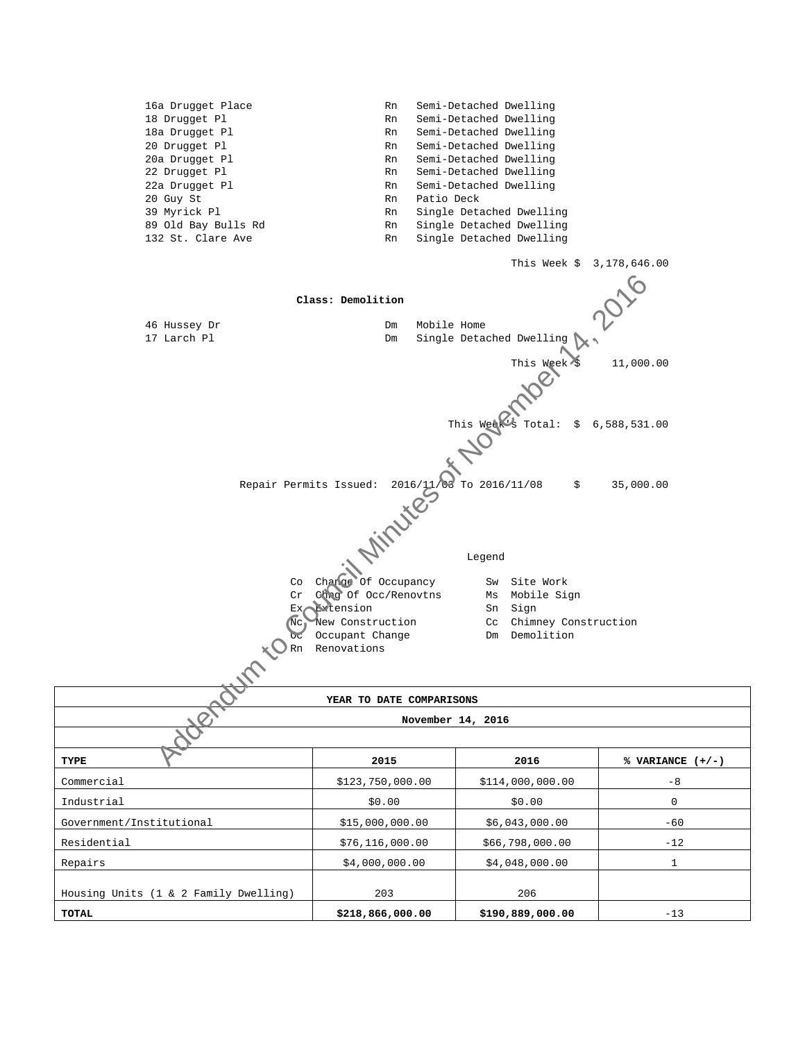| | | |
|---|---|---|
| 16a Drugget Place | Rn | Semi-Detached Dwelling |
| 18 Drugget Pl | Rn | Semi-Detached Dwelling |
| 18a Drugget Pl | Rn | Semi-Detached Dwelling |
| 20 Drugget Pl | Rn | Semi-Detached Dwelling |
| 20a Drugget Pl | Rn | Semi-Detached Dwelling |
| 22 Drugget Pl | Rn | Semi-Detached Dwelling |
| 22a Drugget Pl | Rn | Semi-Detached Dwelling |
| 20 Guy St | Rn | Patio Deck |
| 39 Myrick Pl | Rn | Single Detached Dwelling |
| 89 Old Bay Bulls Rd | Rn | Single Detached Dwelling |
| 132 St. Clare Ave | Rn | Single Detached Dwelling |

This Week $ 3,178,646.00

**Class: Demolition**

| | | |
|---|---|---|
| 46 Hussey Dr | Dm | Mobile Home |
| 17 Larch Pl | Dm | Single Detached Dwelling |

This Week $ 11,000.00

This Week's Total: $ 6,588,531.00

Repair Permits Issued: 2016/11/03 To 2016/11/08 $ 35,000.00

Legend

| | | | |
|---|---|---|---|
| Co | Change Of Occupancy | Sw | Site Work |
| Cr | Chng Of Occ/Renovtns | Ms | Mobile Sign |
| Ex | Extension | Sn | Sign |
| Nc | New Construction | Cc | Chimney Construction |
| Oc | Occupant Change | Dm | Demolition |
| Rn | Renovations | | |

| YEAR TO DATE COMPARISONS | | | |
|---|---|---|---|
| November 14, 2016 | | | |
| **TYPE** | **2015** | **2016** | **% VARIANCE (+/-)** |
| Commercial | $123,750,000.00 | $114,000,000.00 | -8 |
| Industrial | $0.00 | $0.00 | 0 |
| Government/Institutional | $15,000,000.00 | $6,043,000.00 | -60 |
| Residential | $76,116,000.00 | $66,798,000.00 | -12 |
| Repairs | $4,000,000.00 | $4,048,000.00 | 1 |
| Housing Units (1 & 2 Family Dwelling) | 203 | 206 | |
| **TOTAL** | **$218,866,000.00** | **$190,889,000.00** | -13 |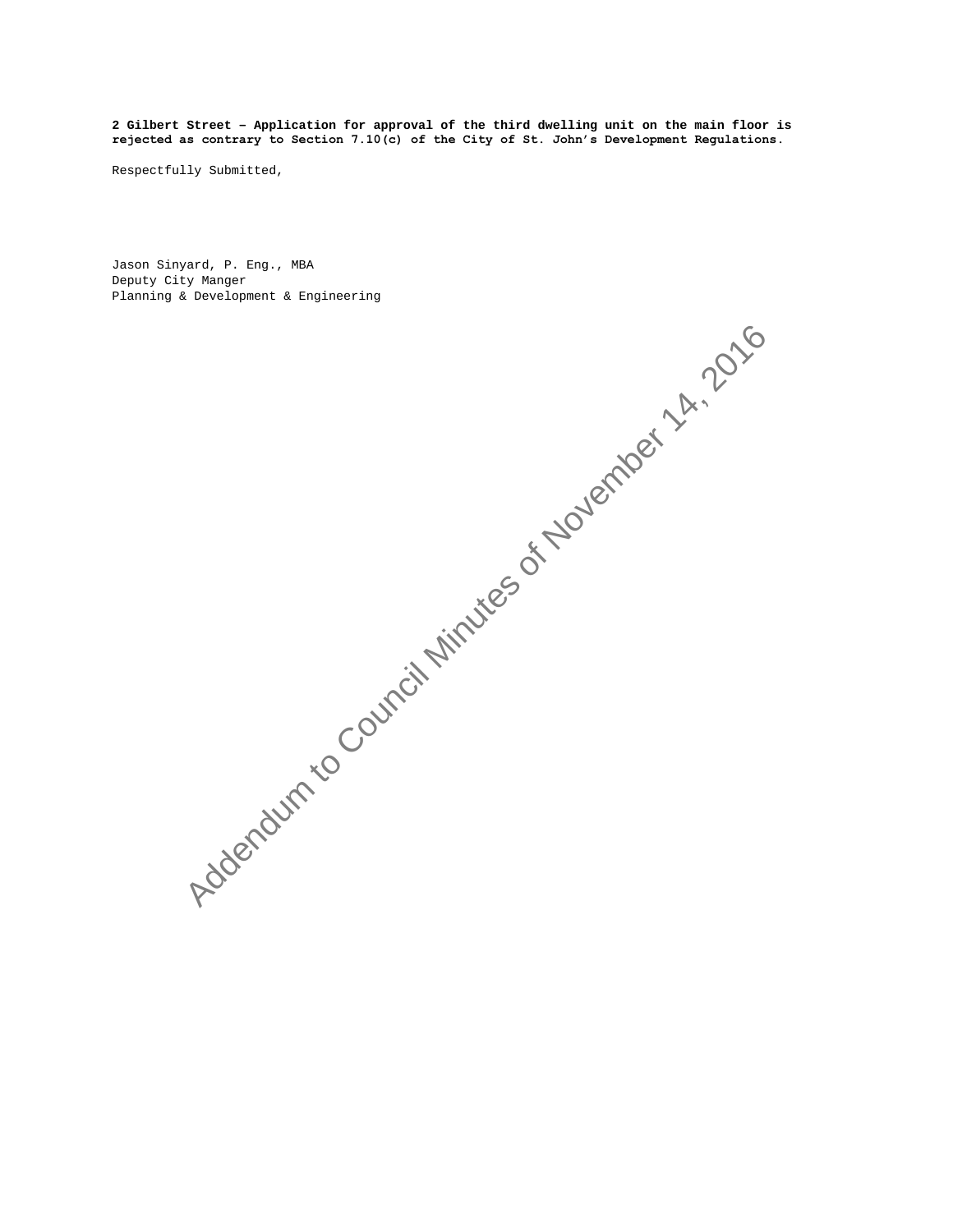**2 Gilbert Street – Application for approval of the third dwelling unit on the main floor is rejected as contrary to Section 7.10(c) of the City of St. John's Development Regulations.**

Respectfully Submitted,

Jason Sinyard, P. Eng., MBA
Deputy City Manger
Planning & Development & Engineering

Addendum to Council Minutes of November 14, 2016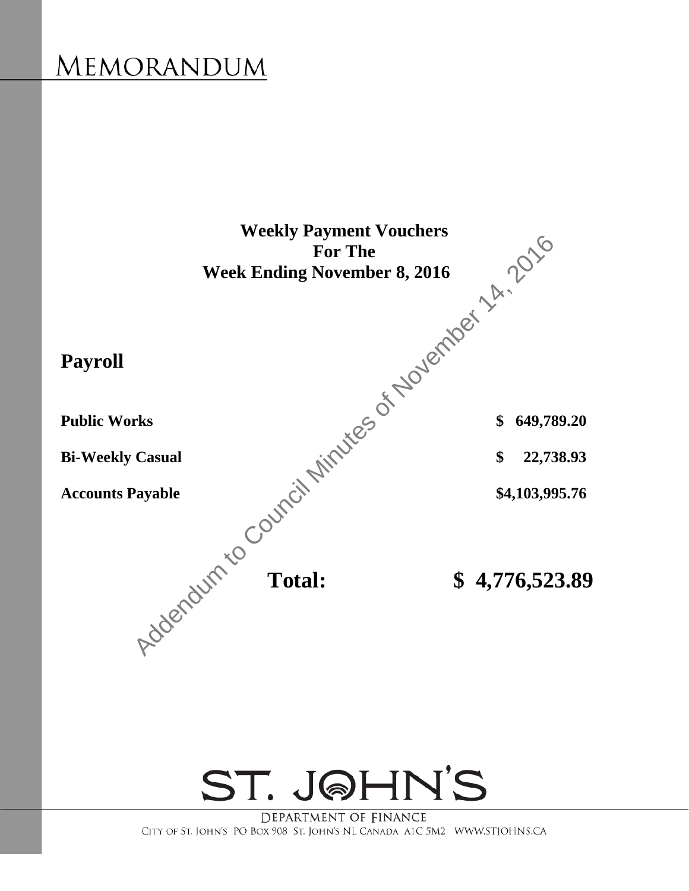# MEMORANDUM

**Weekly Payment Vouchers**
**For The**
**Week Ending November 8, 2016**

## Payroll

| | |
|---|---|
| **Public Works** | **$ 649,789.20** |
| **Bi-Weekly Casual** | **$ 22,738.93** |
| **Accounts Payable** | **$4,103,995.76** |

| | |
|---|---|
| **Total:** | **$ 4,776,523.89** |

Addendum to Council Minutes of November 14, 2016

ST. JOHN'S

DEPARTMENT OF FINANCE
CITY OF ST. JOHN'S PO BOX 908 ST. JOHN'S NL CANADA A1C 5M2 WWW.STJOHNS.CA